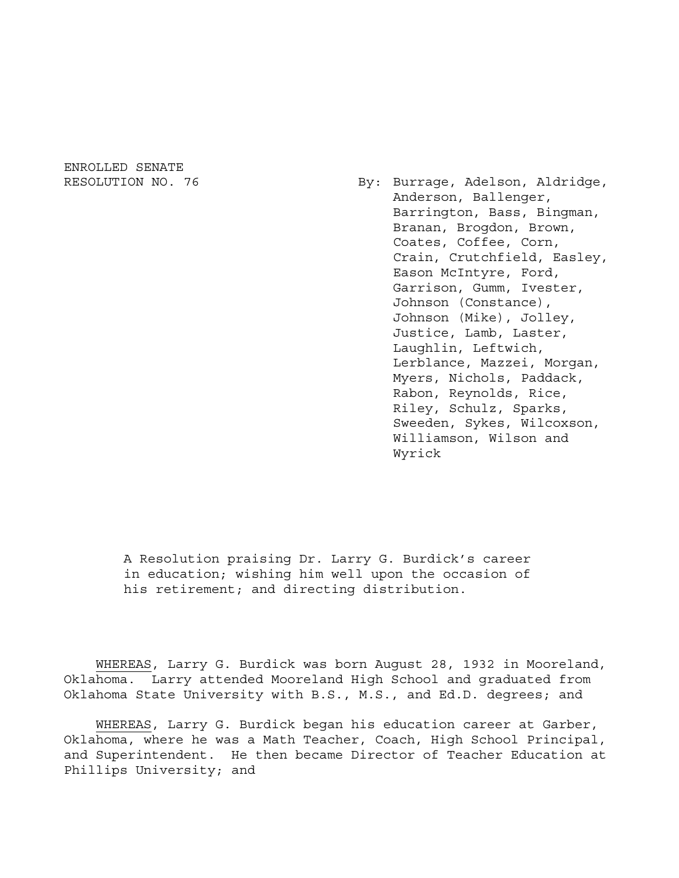ENROLLED SENATE
RESOLUTION NO. 76

By: Burrage, Adelson, Aldridge, Anderson, Ballenger, Barrington, Bass, Bingman, Branan, Brogdon, Brown, Coates, Coffee, Corn, Crain, Crutchfield, Easley, Eason McIntyre, Ford, Garrison, Gumm, Ivester, Johnson (Constance), Johnson (Mike), Jolley, Justice, Lamb, Laster, Laughlin, Leftwich, Lerblance, Mazzei, Morgan, Myers, Nichols, Paddack, Rabon, Reynolds, Rice, Riley, Schulz, Sparks, Sweeden, Sykes, Wilcoxson, Williamson, Wilson and Wyrick

A Resolution praising Dr. Larry G. Burdick's career in education; wishing him well upon the occasion of his retirement; and directing distribution.

<u>WHEREAS</u>, Larry G. Burdick was born August 28, 1932 in Mooreland, Oklahoma. Larry attended Mooreland High School and graduated from Oklahoma State University with B.S., M.S., and Ed.D. degrees; and

<u>WHEREAS</u>, Larry G. Burdick began his education career at Garber, Oklahoma, where he was a Math Teacher, Coach, High School Principal, and Superintendent. He then became Director of Teacher Education at Phillips University; and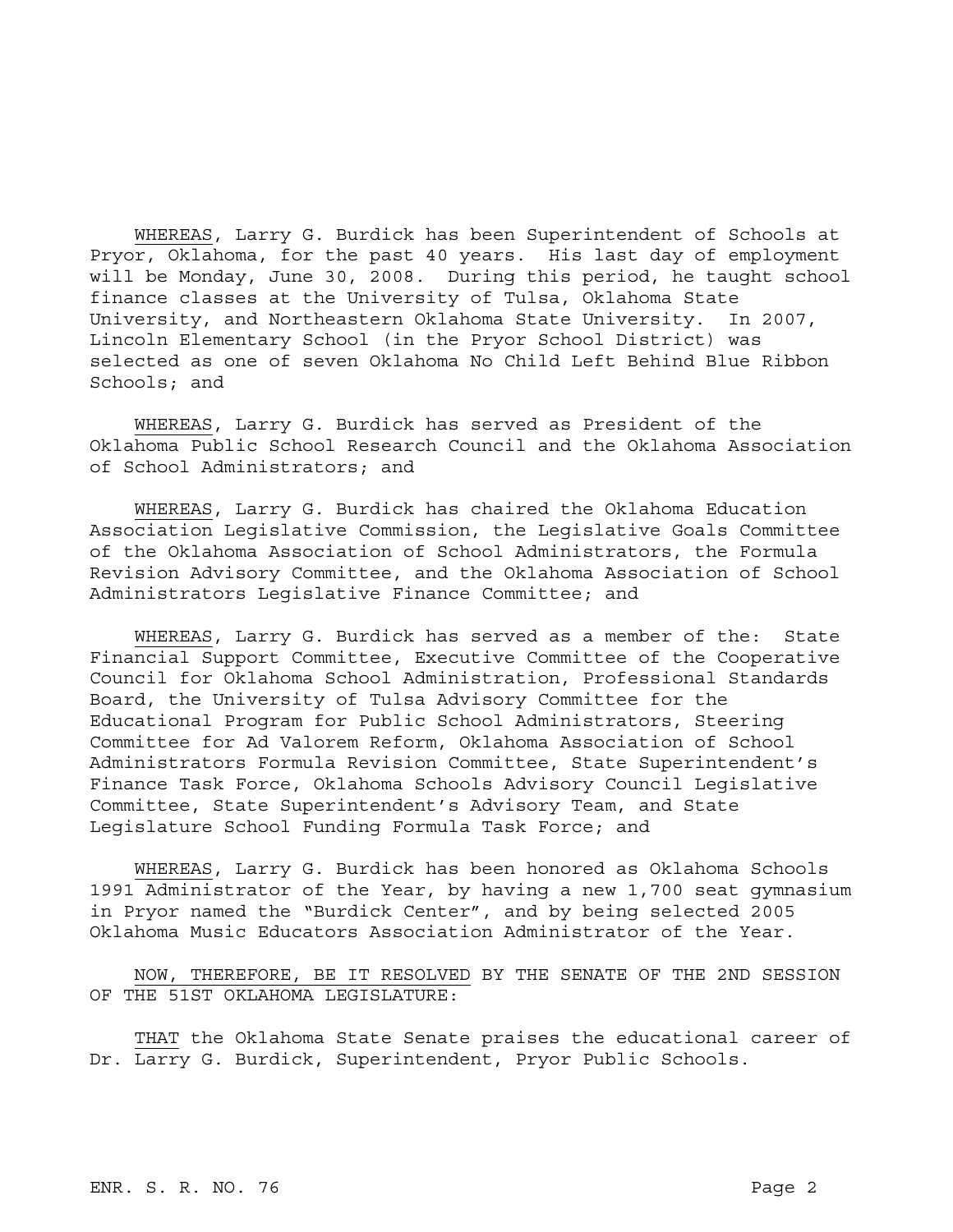WHEREAS, Larry G. Burdick has been Superintendent of Schools at Pryor, Oklahoma, for the past 40 years. His last day of employment will be Monday, June 30, 2008. During this period, he taught school finance classes at the University of Tulsa, Oklahoma State University, and Northeastern Oklahoma State University. In 2007, Lincoln Elementary School (in the Pryor School District) was selected as one of seven Oklahoma No Child Left Behind Blue Ribbon Schools; and

WHEREAS, Larry G. Burdick has served as President of the Oklahoma Public School Research Council and the Oklahoma Association of School Administrators; and

WHEREAS, Larry G. Burdick has chaired the Oklahoma Education Association Legislative Commission, the Legislative Goals Committee of the Oklahoma Association of School Administrators, the Formula Revision Advisory Committee, and the Oklahoma Association of School Administrators Legislative Finance Committee; and

WHEREAS, Larry G. Burdick has served as a member of the: State Financial Support Committee, Executive Committee of the Cooperative Council for Oklahoma School Administration, Professional Standards Board, the University of Tulsa Advisory Committee for the Educational Program for Public School Administrators, Steering Committee for Ad Valorem Reform, Oklahoma Association of School Administrators Formula Revision Committee, State Superintendent's Finance Task Force, Oklahoma Schools Advisory Council Legislative Committee, State Superintendent's Advisory Team, and State Legislature School Funding Formula Task Force; and

WHEREAS, Larry G. Burdick has been honored as Oklahoma Schools 1991 Administrator of the Year, by having a new 1,700 seat gymnasium in Pryor named the "Burdick Center", and by being selected 2005 Oklahoma Music Educators Association Administrator of the Year.

NOW, THEREFORE, BE IT RESOLVED BY THE SENATE OF THE 2ND SESSION OF THE 51ST OKLAHOMA LEGISLATURE:

THAT the Oklahoma State Senate praises the educational career of Dr. Larry G. Burdick, Superintendent, Pryor Public Schools.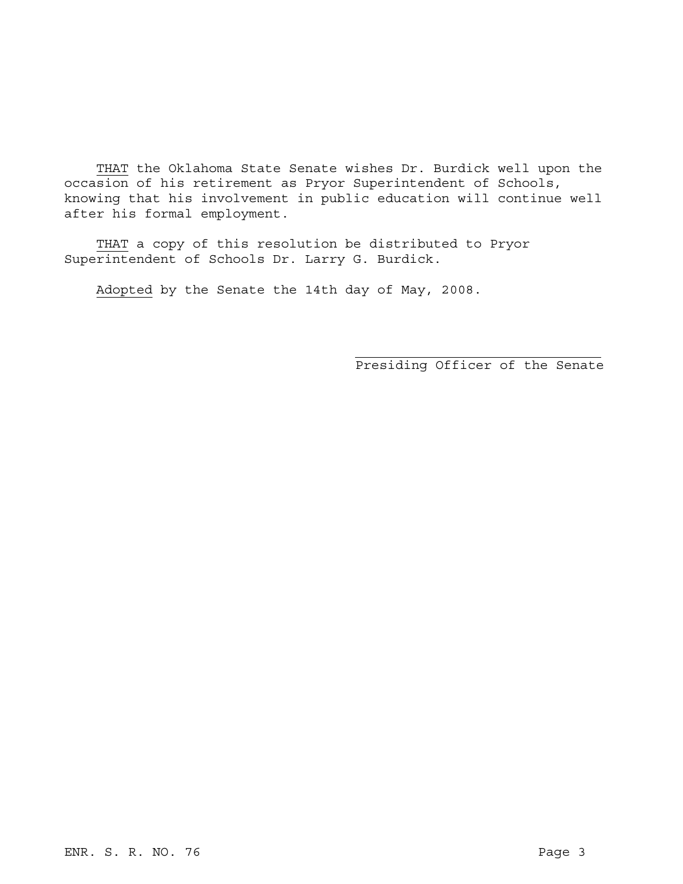<u>THAT</u> the Oklahoma State Senate wishes Dr. Burdick well upon the occasion of his retirement as Pryor Superintendent of Schools, knowing that his involvement in public education will continue well after his formal employment.

<u>THAT</u> a copy of this resolution be distributed to Pryor Superintendent of Schools Dr. Larry G. Burdick.

<u>Adopted</u> by the Senate the 14th day of May, 2008.

\_\_\_\_\_\_\_\_\_\_\_\_\_\_\_\_\_\_\_\_\_\_\_\_\_\_\_\_\_\_\_
Presiding Officer of the Senate